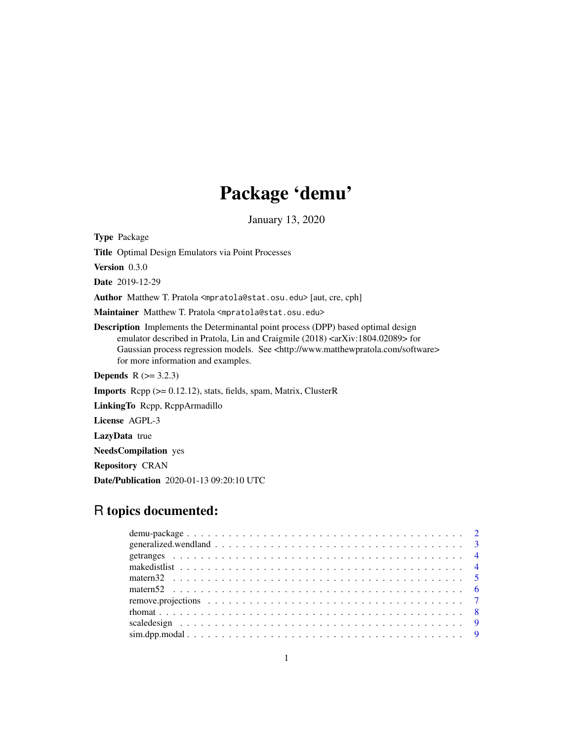# Package 'demu'

January 13, 2020

**Type** Package

**Title** Optimal Design Emulators via Point Processes

**Version** 0.3.0

**Date** 2019-12-29

**Author** Matthew T. Pratola <mpratola@stat.osu.edu> [aut, cre, cph]

**Maintainer** Matthew T. Pratola <mpratola@stat.osu.edu>

**Description** Implements the Determinantal point process (DPP) based optimal design emulator described in Pratola, Lin and Craigmile (2018) <arXiv:1804.02089> for Gaussian process regression models. See <http://www.matthewpratola.com/software> for more information and examples.

**Depends** R (>= 3.2.3)

**Imports** Rcpp (>= 0.12.12), stats, fields, spam, Matrix, ClusterR

**LinkingTo** Rcpp, RcppArmadillo

**License** AGPL-3

**LazyData** true

**NeedsCompilation** yes

**Repository** CRAN

**Date/Publication** 2020-01-13 09:20:10 UTC

## R topics documented:

| | |
|---|---|
| demu-package | 2 |
| generalized.wendland | 3 |
| getranges | 4 |
| makedistlist | 4 |
| matern32 | 5 |
| matern52 | 6 |
| remove.projections | 7 |
| rhomat | 8 |
| scaledesign | 9 |
| sim.dpp.modal | 9 |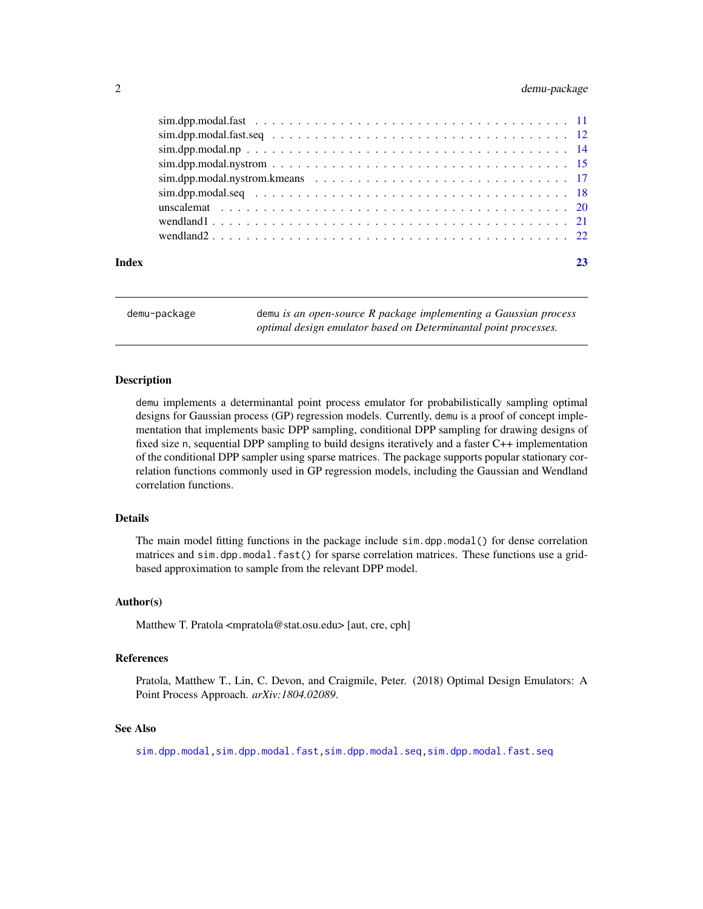sim.dpp.modal.fast . . . . . . . . . . . . . . . . . . . . . . . . . . . . . . . . . . . . 11
sim.dpp.modal.fast.seq . . . . . . . . . . . . . . . . . . . . . . . . . . . . . . . . . . 12
sim.dpp.modal.np . . . . . . . . . . . . . . . . . . . . . . . . . . . . . . . . . . . . . 14
sim.dpp.modal.nystrom . . . . . . . . . . . . . . . . . . . . . . . . . . . . . . . . . . 15
sim.dpp.modal.nystrom.kmeans . . . . . . . . . . . . . . . . . . . . . . . . . . . . . . 17
sim.dpp.modal.seq . . . . . . . . . . . . . . . . . . . . . . . . . . . . . . . . . . . . 18
unscalemat . . . . . . . . . . . . . . . . . . . . . . . . . . . . . . . . . . . . . . . . 20
wendland1 . . . . . . . . . . . . . . . . . . . . . . . . . . . . . . . . . . . . . . . . 21
wendland2 . . . . . . . . . . . . . . . . . . . . . . . . . . . . . . . . . . . . . . . . 22

**Index** **23**

---

`demu-package` *`demu` is an open-source R package implementing a Gaussian process optimal design emulator based on Determinantal point processes.*

---

## Description

`demu` implements a determinantal point process emulator for probabilistically sampling optimal designs for Gaussian process (GP) regression models. Currently, `demu` is a proof of concept implementation that implements basic DPP sampling, conditional DPP sampling for drawing designs of fixed size `n`, sequential DPP sampling to build designs iteratively and a faster C++ implementation of the conditional DPP sampler using sparse matrices. The package supports popular stationary correlation functions commonly used in GP regression models, including the Gaussian and Wendland correlation functions.

## Details

The main model fitting functions in the package include `sim.dpp.modal()` for dense correlation matrices and `sim.dpp.modal.fast()` for sparse correlation matrices. These functions use a grid-based approximation to sample from the relevant DPP model.

## Author(s)

Matthew T. Pratola <mpratola@stat.osu.edu> [aut, cre, cph]

## References

Pratola, Matthew T., Lin, C. Devon, and Craigmile, Peter. (2018) Optimal Design Emulators: A Point Process Approach. *arXiv:1804.02089*.

## See Also

`sim.dpp.modal`, `sim.dpp.modal.fast`, `sim.dpp.modal.seq`, `sim.dpp.modal.fast.seq`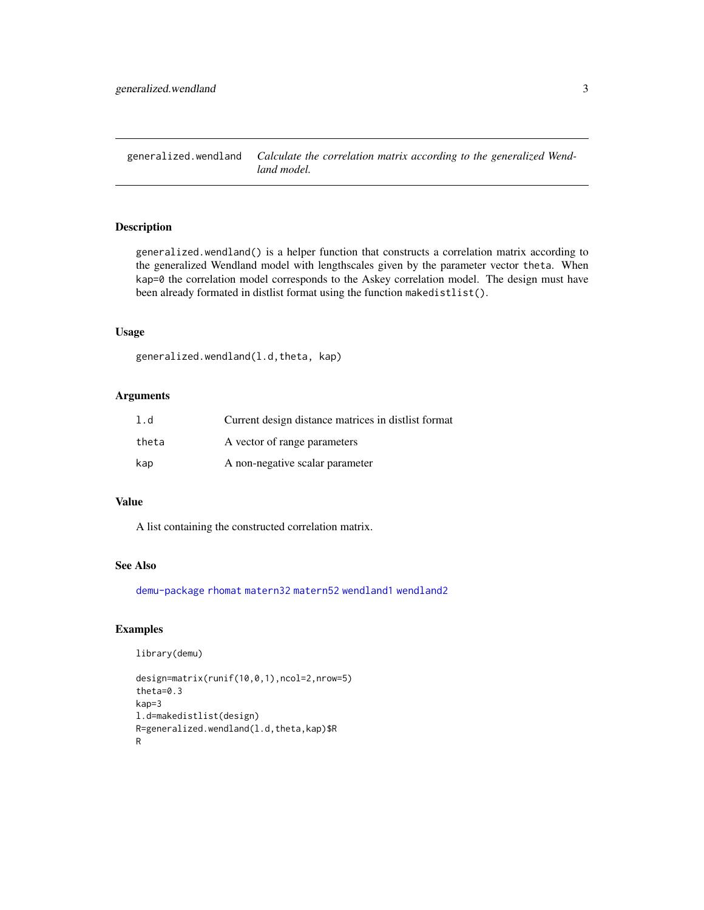# generalized.wendland

*Calculate the correlation matrix according to the generalized Wendland model.*

## Description

`generalized.wendland()` is a helper function that constructs a correlation matrix according to the generalized Wendland model with lengthscales given by the parameter vector `theta`. When `kap=0` the correlation model corresponds to the Askey correlation model. The design must have been already formated in distlist format using the function `makedistlist()`.

## Usage

```
generalized.wendland(l.d,theta, kap)
```

## Arguments

| | |
|---|---|
| `l.d` | Current design distance matrices in distlist format |
| `theta` | A vector of range parameters |
| `kap` | A non-negative scalar parameter |

## Value

A list containing the constructed correlation matrix.

## See Also

`demu-package` `rhomat` `matern32` `matern52` `wendland1` `wendland2`

## Examples

```
library(demu)

design=matrix(runif(10,0,1),ncol=2,nrow=5)
theta=0.3
kap=3
l.d=makedistlist(design)
R=generalized.wendland(l.d,theta,kap)$R
R
```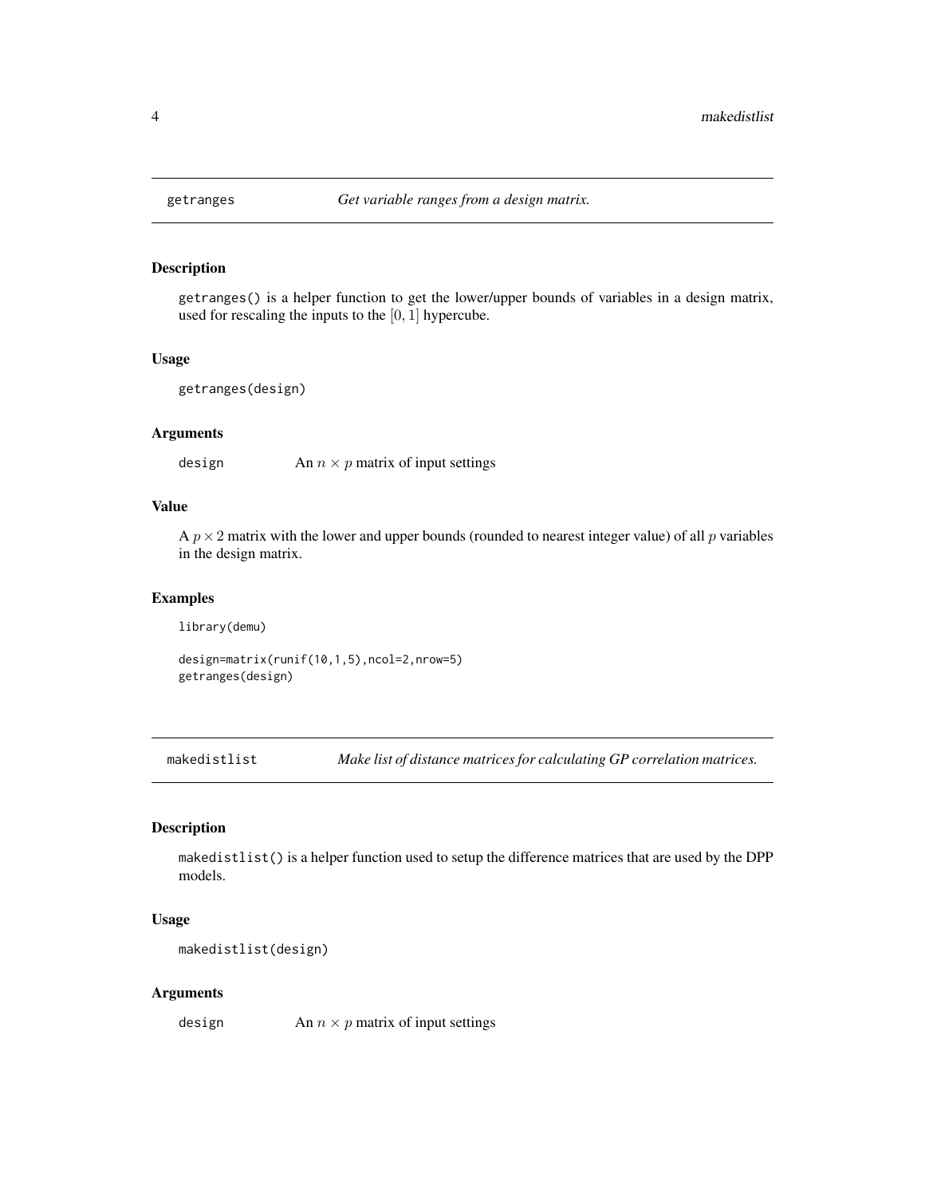## getranges *Get variable ranges from a design matrix.*

### Description

getranges() is a helper function to get the lower/upper bounds of variables in a design matrix, used for rescaling the inputs to the $[0, 1]$ hypercube.

### Usage

```
getranges(design)
```

### Arguments

design An $n \times p$ matrix of input settings

### Value

A $p \times 2$ matrix with the lower and upper bounds (rounded to nearest integer value) of all $p$ variables in the design matrix.

### Examples

```
library(demu)

design=matrix(runif(10,1,5),ncol=2,nrow=5)
getranges(design)
```

## makedistlist *Make list of distance matrices for calculating GP correlation matrices.*

### Description

makedistlist() is a helper function used to setup the difference matrices that are used by the DPP models.

### Usage

```
makedistlist(design)
```

### Arguments

design An $n \times p$ matrix of input settings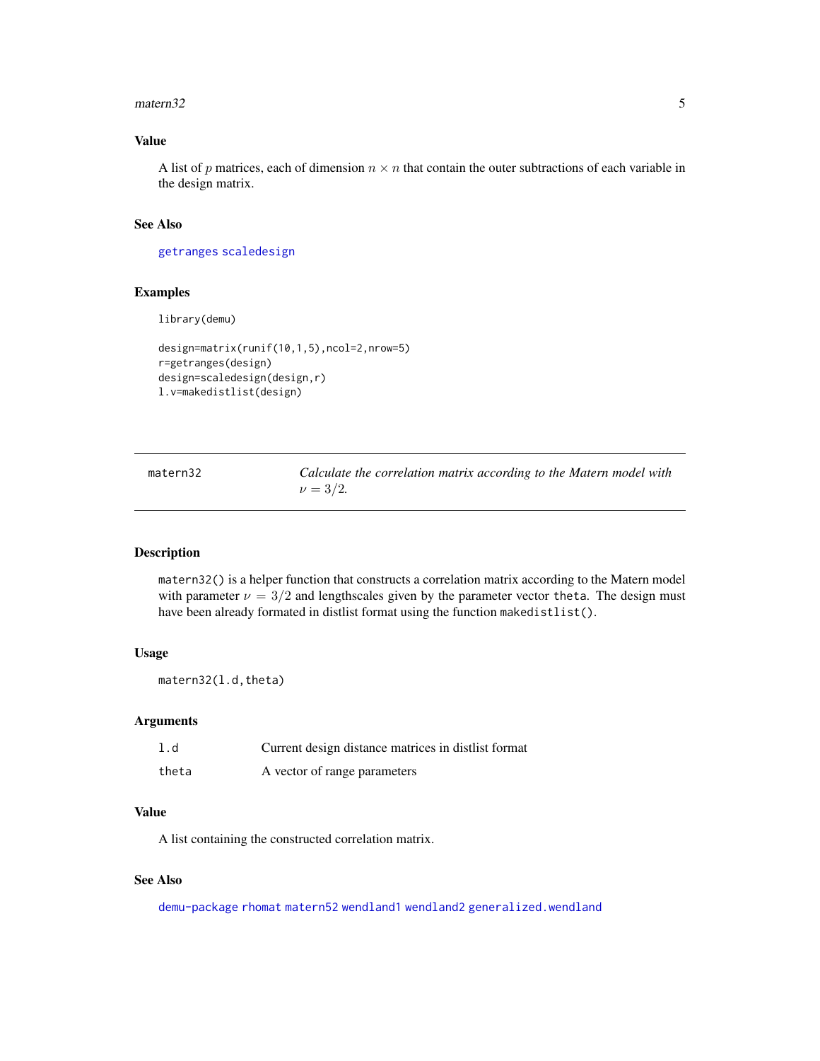### Value

A list of $p$ matrices, each of dimension $n \times n$ that contain the outer subtractions of each variable in the design matrix.

### See Also

getranges scaledesign

### Examples

```
library(demu)

design=matrix(runif(10,1,5),ncol=2,nrow=5)
r=getranges(design)
design=scaledesign(design,r)
l.v=makedistlist(design)
```

---

## matern32 — *Calculate the correlation matrix according to the Matern model with $\nu = 3/2$.*

---

### Description

matern32() is a helper function that constructs a correlation matrix according to the Matern model with parameter $\nu = 3/2$ and lengthscales given by the parameter vector theta. The design must have been already formated in distlist format using the function makedistlist().

### Usage

```
matern32(l.d,theta)
```

### Arguments

| | |
|---|---|
| l.d | Current design distance matrices in distlist format |
| theta | A vector of range parameters |

### Value

A list containing the constructed correlation matrix.

### See Also

demu-package rhomat matern52 wendland1 wendland2 generalized.wendland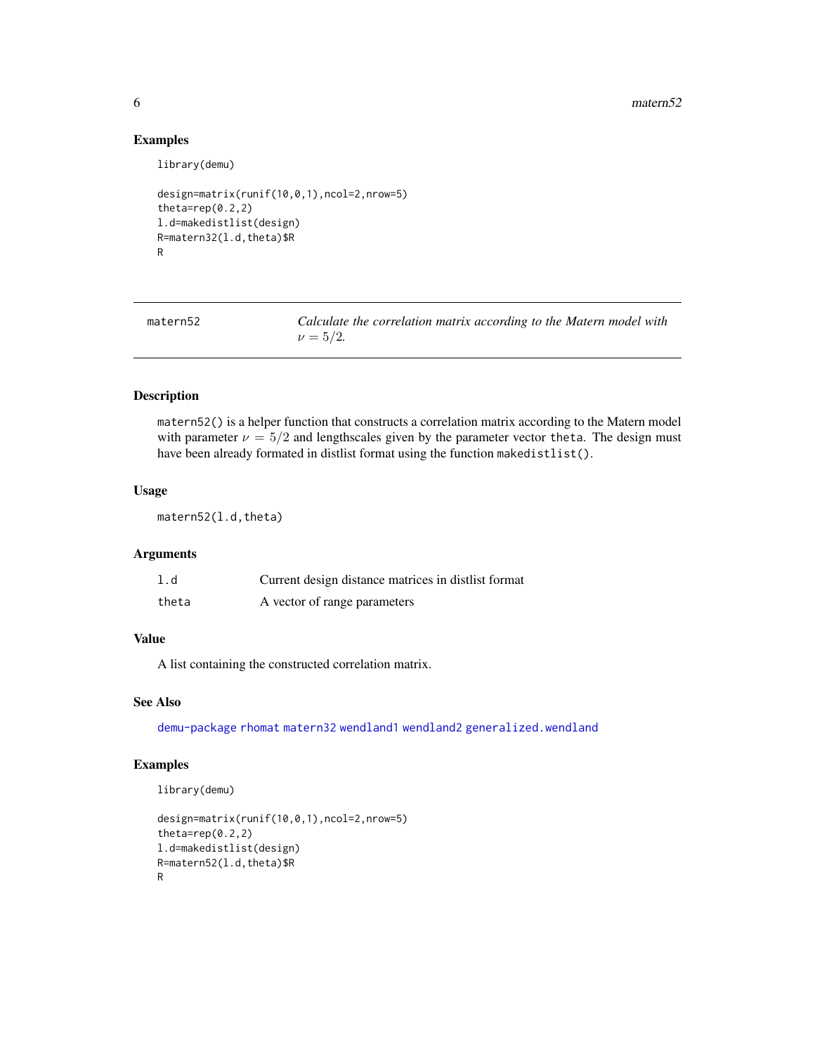## Examples

```
library(demu)

design=matrix(runif(10,0,1),ncol=2,nrow=5)
theta=rep(0.2,2)
l.d=makedistlist(design)
R=matern32(l.d,theta)$R
R
```

---

## matern52 — *Calculate the correlation matrix according to the Matern model with $\nu = 5/2$.*

### Description

`matern52()` is a helper function that constructs a correlation matrix according to the Matern model with parameter $\nu = 5/2$ and lengthscales given by the parameter vector `theta`. The design must have been already formated in distlist format using the function `makedistlist()`.

### Usage

```
matern52(l.d,theta)
```

### Arguments

| | |
|---|---|
| `l.d` | Current design distance matrices in distlist format |
| `theta` | A vector of range parameters |

### Value

A list containing the constructed correlation matrix.

### See Also

`demu-package` `rhomat` `matern32` `wendland1` `wendland2` `generalized.wendland`

### Examples

```
library(demu)

design=matrix(runif(10,0,1),ncol=2,nrow=5)
theta=rep(0.2,2)
l.d=makedistlist(design)
R=matern52(l.d,theta)$R
R
```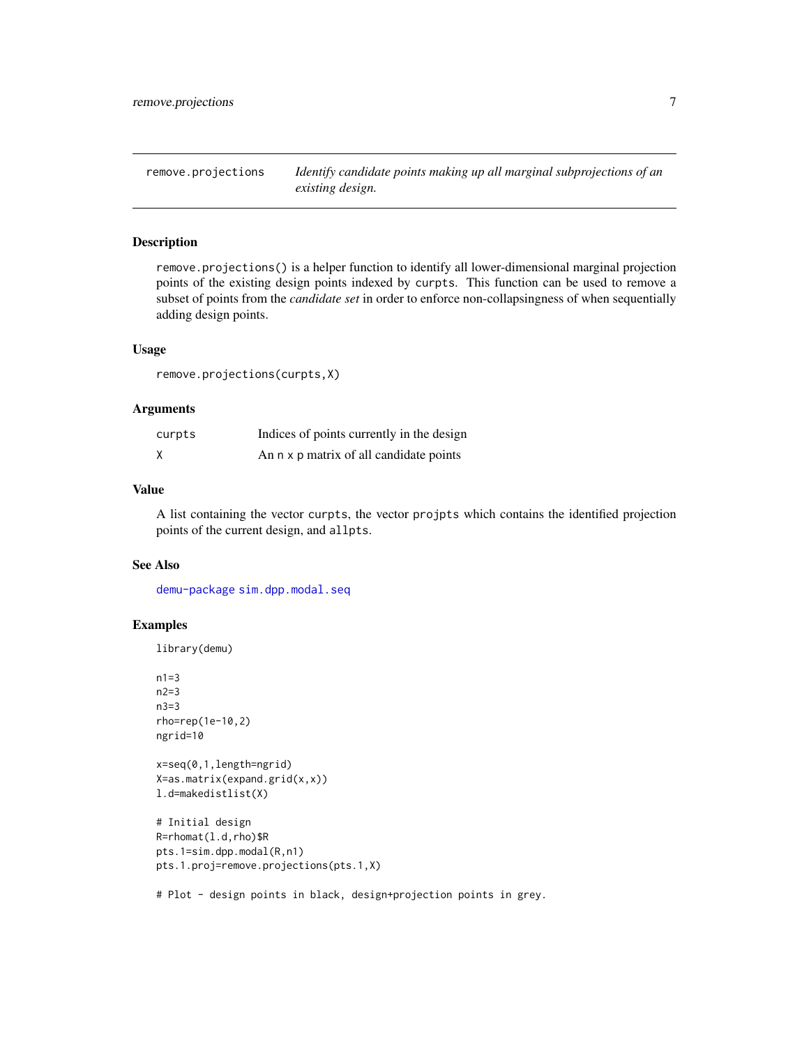## remove.projections — *Identify candidate points making up all marginal subprojections of an existing design.*

### Description

`remove.projections()` is a helper function to identify all lower-dimensional marginal projection points of the existing design points indexed by `curpts`. This function can be used to remove a subset of points from the *candidate set* in order to enforce non-collapsingness of when sequentially adding design points.

### Usage

```
remove.projections(curpts,X)
```

### Arguments

| | |
|---|---|
| `curpts` | Indices of points currently in the design |
| `X` | An `n x p` matrix of all candidate points |

### Value

A list containing the vector `curpts`, the vector `projpts` which contains the identified projection points of the current design, and `allpts`.

### See Also

`demu-package` `sim.dpp.modal.seq`

### Examples

```
library(demu)

n1=3
n2=3
n3=3
rho=rep(1e-10,2)
ngrid=10

x=seq(0,1,length=ngrid)
X=as.matrix(expand.grid(x,x))
l.d=makedistlist(X)

# Initial design
R=rhomat(l.d,rho)$R
pts.1=sim.dpp.modal(R,n1)
pts.1.proj=remove.projections(pts.1,X)

# Plot - design points in black, design+projection points in grey.
```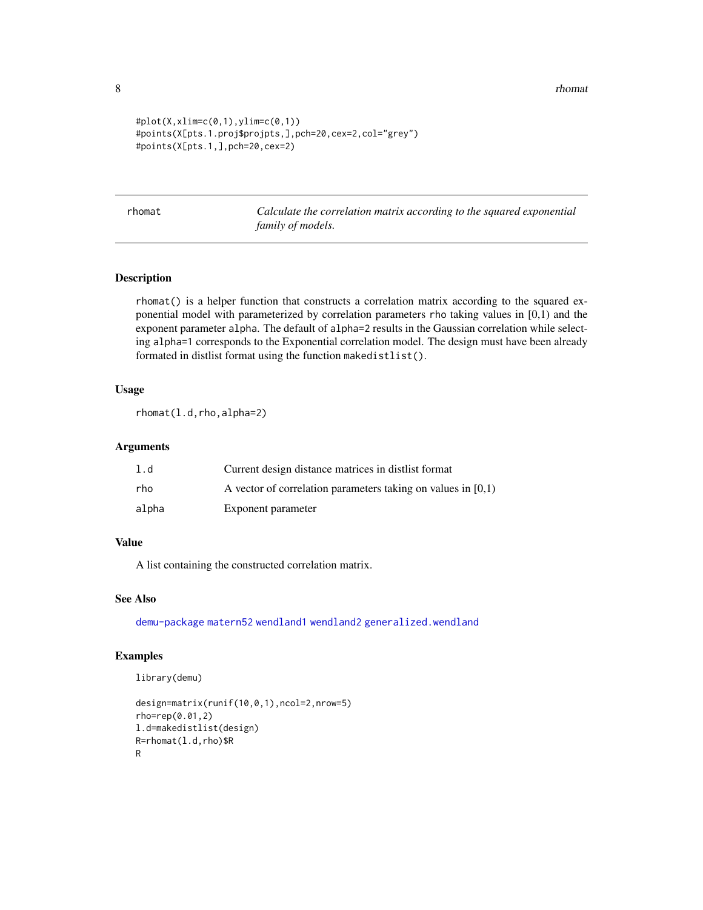```
#plot(X,xlim=c(0,1),ylim=c(0,1))
#points(X[pts.1.proj$projpts,],pch=20,cex=2,col="grey")
#points(X[pts.1,],pch=20,cex=2)
```

## rhomat — *Calculate the correlation matrix according to the squared exponential family of models.*

### Description

rhomat() is a helper function that constructs a correlation matrix according to the squared exponential model with parameterized by correlation parameters rho taking values in [0,1) and the exponent parameter alpha. The default of alpha=2 results in the Gaussian correlation while selecting alpha=1 corresponds to the Exponential correlation model. The design must have been already formated in distlist format using the function makedistlist().

### Usage

```
rhomat(l.d,rho,alpha=2)
```

### Arguments

| | |
|---|---|
| l.d | Current design distance matrices in distlist format |
| rho | A vector of correlation parameters taking on values in [0,1) |
| alpha | Exponent parameter |

### Value

A list containing the constructed correlation matrix.

### See Also

demu-package matern52 wendland1 wendland2 generalized.wendland

### Examples

```
library(demu)

design=matrix(runif(10,0,1),ncol=2,nrow=5)
rho=rep(0.01,2)
l.d=makedistlist(design)
R=rhomat(l.d,rho)$R
R
```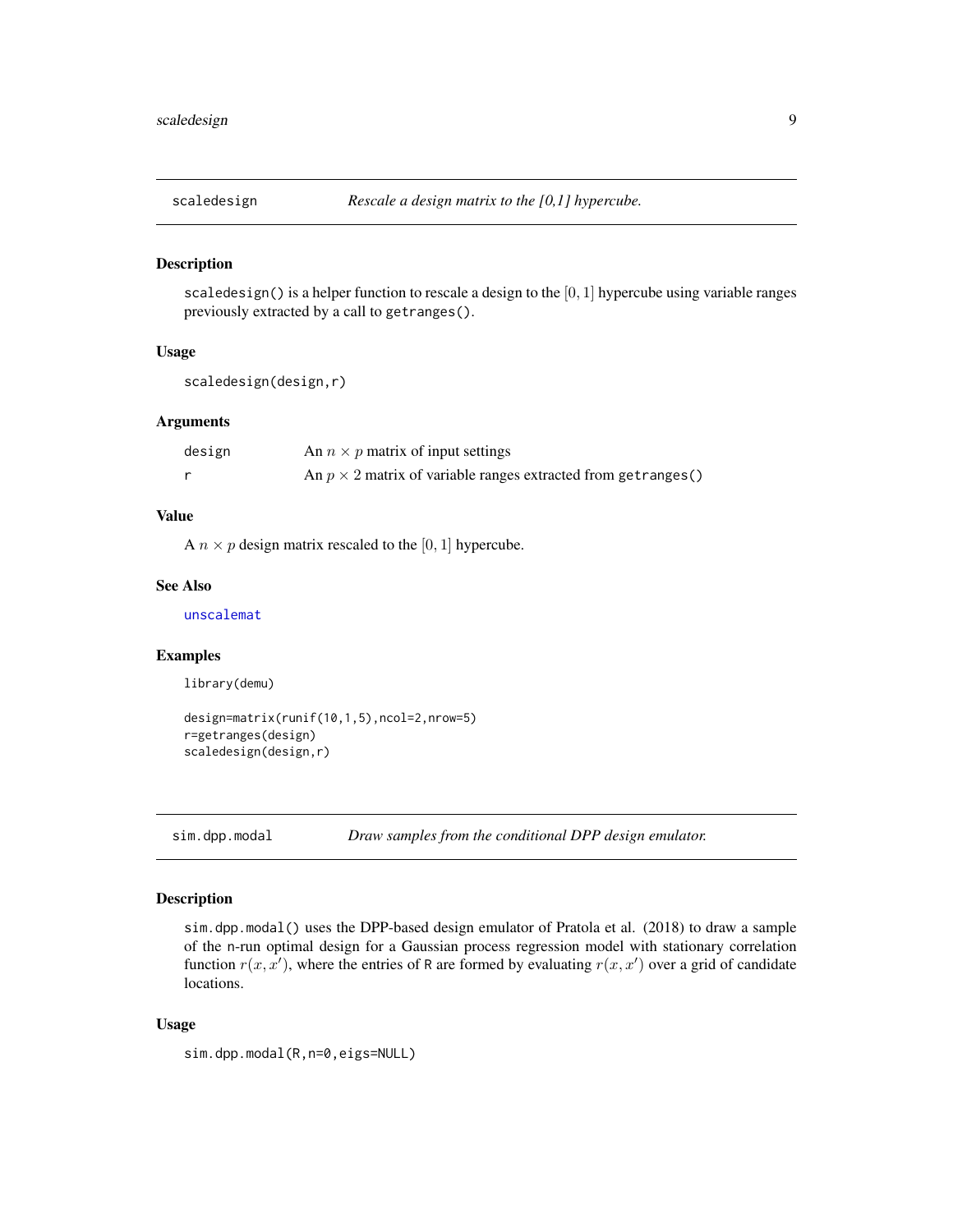## scaledesign — *Rescale a design matrix to the [0,1] hypercube.*

### Description

scaledesign() is a helper function to rescale a design to the $[0, 1]$ hypercube using variable ranges previously extracted by a call to getranges().

### Usage

```
scaledesign(design,r)
```

### Arguments

| | |
|---|---|
| design | An $n \times p$ matrix of input settings |
| r | An $p \times 2$ matrix of variable ranges extracted from getranges() |

### Value

A $n \times p$ design matrix rescaled to the $[0, 1]$ hypercube.

### See Also

unscalemat

### Examples

```
library(demu)

design=matrix(runif(10,1,5),ncol=2,nrow=5)
r=getranges(design)
scaledesign(design,r)
```

## sim.dpp.modal — *Draw samples from the conditional DPP design emulator.*

### Description

sim.dpp.modal() uses the DPP-based design emulator of Pratola et al. (2018) to draw a sample of the n-run optimal design for a Gaussian process regression model with stationary correlation function $r(x, x')$, where the entries of R are formed by evaluating $r(x, x')$ over a grid of candidate locations.

### Usage

```
sim.dpp.modal(R,n=0,eigs=NULL)
```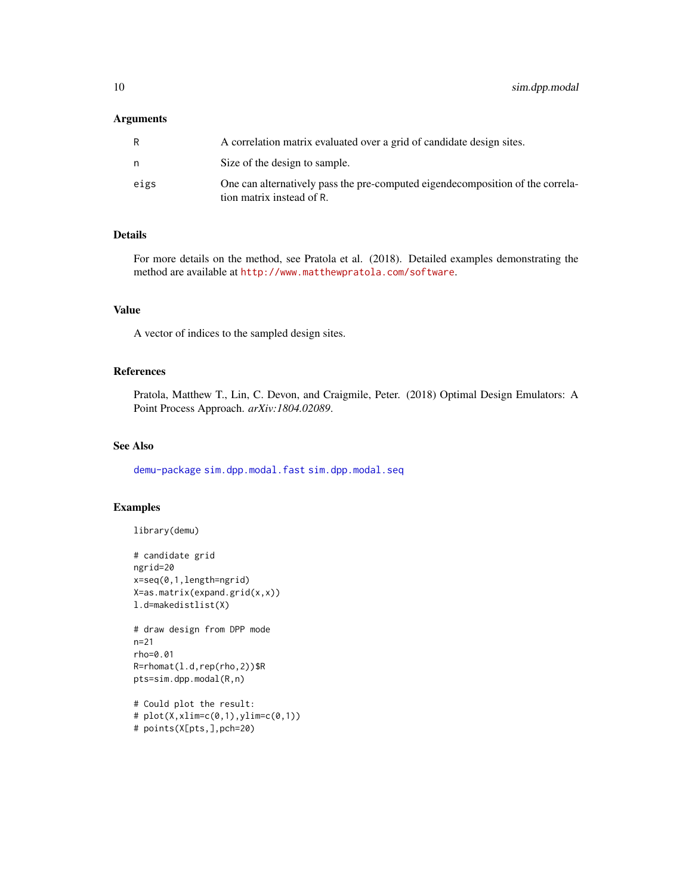### Arguments

| | |
|---|---|
| R | A correlation matrix evaluated over a grid of candidate design sites. |
| n | Size of the design to sample. |
| eigs | One can alternatively pass the pre-computed eigendecomposition of the correlation matrix instead of R. |

### Details

For more details on the method, see Pratola et al. (2018). Detailed examples demonstrating the method are available at http://www.matthewpratola.com/software.

### Value

A vector of indices to the sampled design sites.

### References

Pratola, Matthew T., Lin, C. Devon, and Craigmile, Peter. (2018) Optimal Design Emulators: A Point Process Approach. *arXiv:1804.02089*.

### See Also

demu-package sim.dpp.modal.fast sim.dpp.modal.seq

### Examples

```
library(demu)

# candidate grid
ngrid=20
x=seq(0,1,length=ngrid)
X=as.matrix(expand.grid(x,x))
l.d=makedistlist(X)

# draw design from DPP mode
n=21
rho=0.01
R=rhomat(l.d,rep(rho,2))$R
pts=sim.dpp.modal(R,n)

# Could plot the result:
# plot(X,xlim=c(0,1),ylim=c(0,1))
# points(X[pts,],pch=20)
```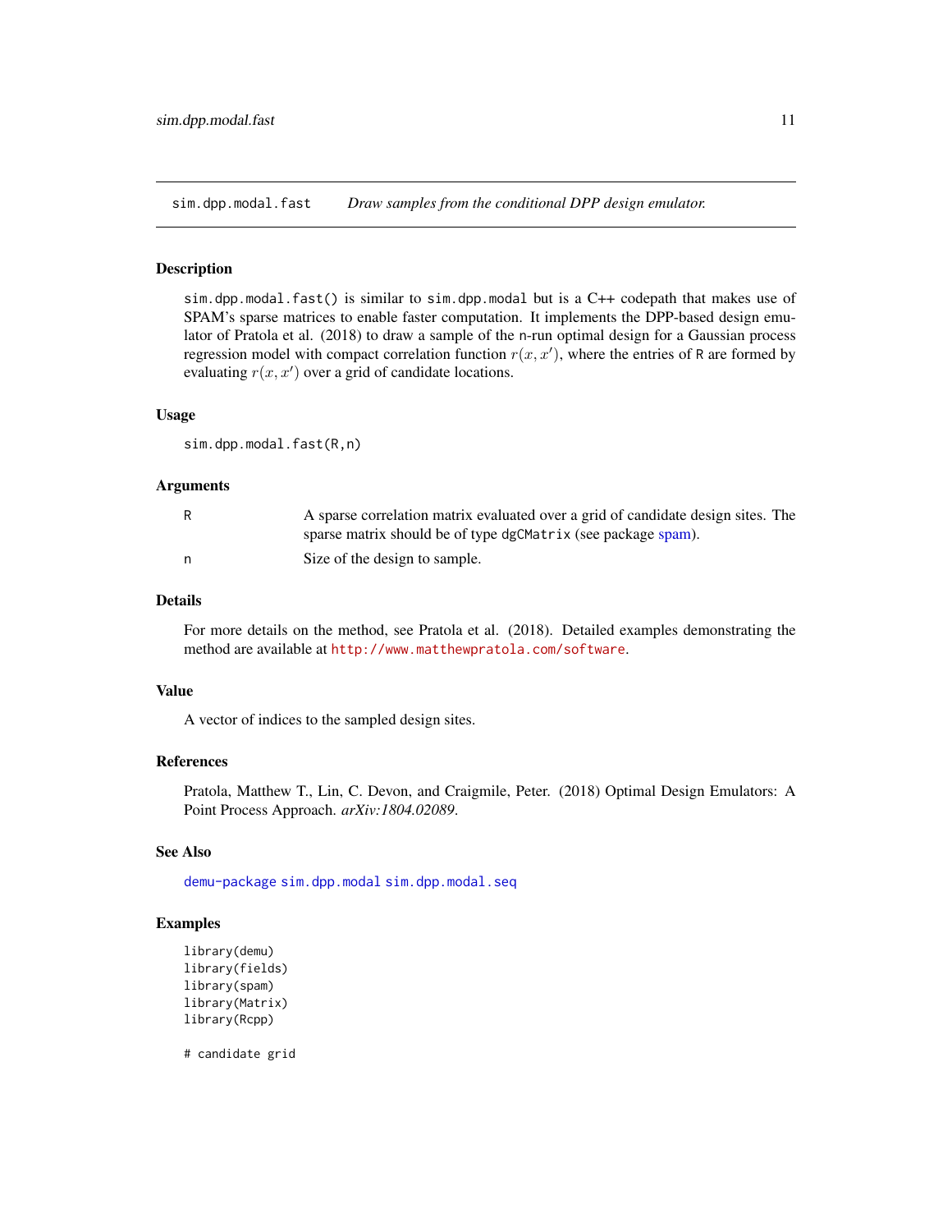## sim.dpp.modal.fast — *Draw samples from the conditional DPP design emulator.*

### Description

sim.dpp.modal.fast() is similar to sim.dpp.modal but is a C++ codepath that makes use of SPAM's sparse matrices to enable faster computation. It implements the DPP-based design emulator of Pratola et al. (2018) to draw a sample of the n-run optimal design for a Gaussian process regression model with compact correlation function $r(x, x')$, where the entries of R are formed by evaluating $r(x, x')$ over a grid of candidate locations.

### Usage

```
sim.dpp.modal.fast(R,n)
```

### Arguments

| | |
|---|---|
| R | A sparse correlation matrix evaluated over a grid of candidate design sites. The sparse matrix should be of type dgCMatrix (see package spam). |
| n | Size of the design to sample. |

### Details

For more details on the method, see Pratola et al. (2018). Detailed examples demonstrating the method are available at http://www.matthewpratola.com/software.

### Value

A vector of indices to the sampled design sites.

### References

Pratola, Matthew T., Lin, C. Devon, and Craigmile, Peter. (2018) Optimal Design Emulators: A Point Process Approach. *arXiv:1804.02089*.

### See Also

demu-package sim.dpp.modal sim.dpp.modal.seq

### Examples

```
library(demu)
library(fields)
library(spam)
library(Matrix)
library(Rcpp)

# candidate grid
```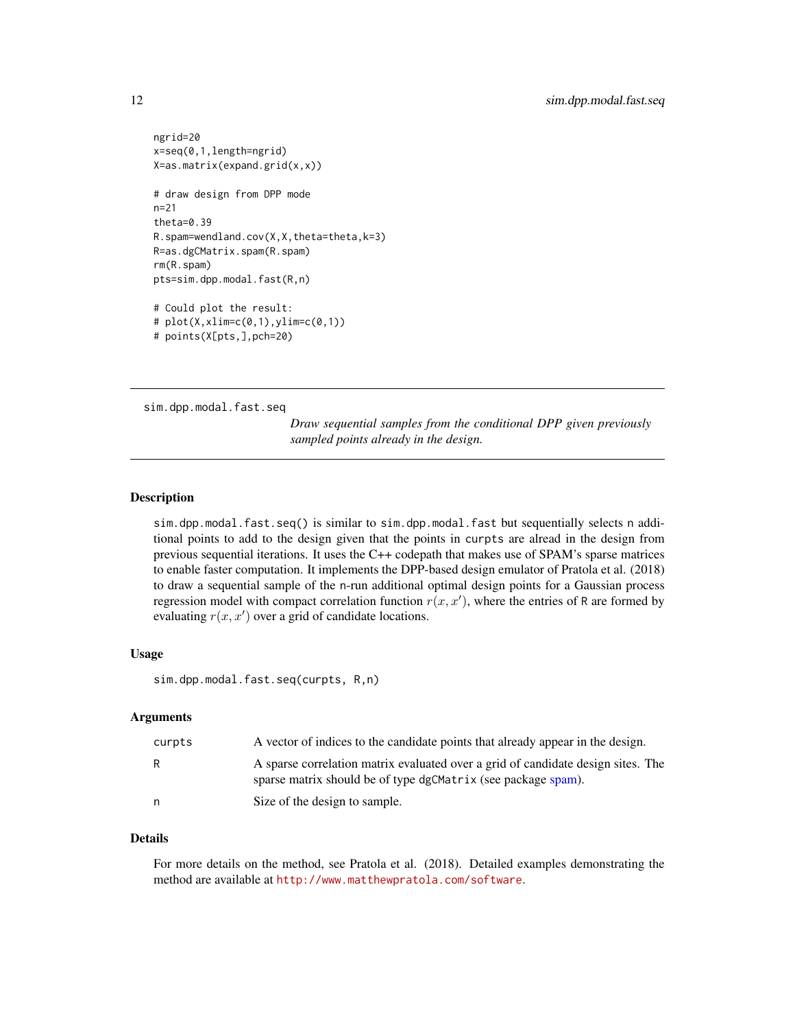```
ngrid=20
x=seq(0,1,length=ngrid)
X=as.matrix(expand.grid(x,x))

# draw design from DPP mode
n=21
theta=0.39
R.spam=wendland.cov(X,X,theta=theta,k=3)
R=as.dgCMatrix.spam(R.spam)
rm(R.spam)
pts=sim.dpp.modal.fast(R,n)

# Could plot the result:
# plot(X,xlim=c(0,1),ylim=c(0,1))
# points(X[pts,],pch=20)
```

---

## sim.dpp.modal.fast.seq

*Draw sequential samples from the conditional DPP given previously sampled points already in the design.*

---

### Description

`sim.dpp.modal.fast.seq()` is similar to `sim.dpp.modal.fast` but sequentially selects `n` additional points to add to the design given that the points in `curpts` are alread in the design from previous sequential iterations. It uses the C++ codepath that makes use of SPAM's sparse matrices to enable faster computation. It implements the DPP-based design emulator of Pratola et al. (2018) to draw a sequential sample of the `n`-run additional optimal design points for a Gaussian process regression model with compact correlation function $r(x, x')$, where the entries of `R` are formed by evaluating $r(x, x')$ over a grid of candidate locations.

### Usage

```
sim.dpp.modal.fast.seq(curpts, R,n)
```

### Arguments

| | |
|---|---|
| `curpts` | A vector of indices to the candidate points that already appear in the design. |
| `R` | A sparse correlation matrix evaluated over a grid of candidate design sites. The sparse matrix should be of type `dgCMatrix` (see package spam). |
| `n` | Size of the design to sample. |

### Details

For more details on the method, see Pratola et al. (2018). Detailed examples demonstrating the method are available at `http://www.matthewpratola.com/software`.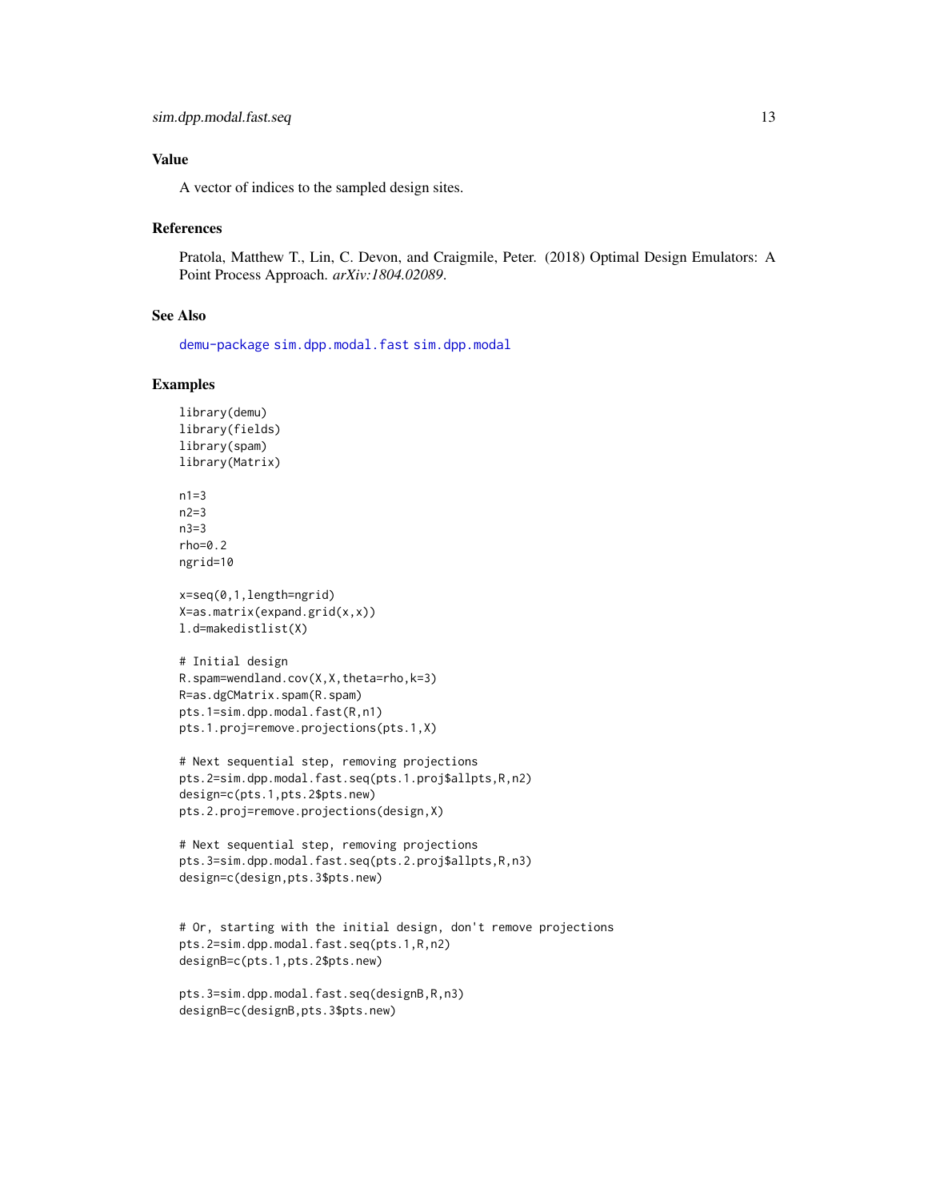## Value

A vector of indices to the sampled design sites.

## References

Pratola, Matthew T., Lin, C. Devon, and Craigmile, Peter. (2018) Optimal Design Emulators: A Point Process Approach. *arXiv:1804.02089*.

## See Also

demu-package sim.dpp.modal.fast sim.dpp.modal

## Examples

```
library(demu)
library(fields)
library(spam)
library(Matrix)

n1=3
n2=3
n3=3
rho=0.2
ngrid=10

x=seq(0,1,length=ngrid)
X=as.matrix(expand.grid(x,x))
l.d=makedistlist(X)

# Initial design
R.spam=wendland.cov(X,X,theta=rho,k=3)
R=as.dgCMatrix.spam(R.spam)
pts.1=sim.dpp.modal.fast(R,n1)
pts.1.proj=remove.projections(pts.1,X)

# Next sequential step, removing projections
pts.2=sim.dpp.modal.fast.seq(pts.1.proj$allpts,R,n2)
design=c(pts.1,pts.2$pts.new)
pts.2.proj=remove.projections(design,X)

# Next sequential step, removing projections
pts.3=sim.dpp.modal.fast.seq(pts.2.proj$allpts,R,n3)
design=c(design,pts.3$pts.new)


# Or, starting with the initial design, don't remove projections
pts.2=sim.dpp.modal.fast.seq(pts.1,R,n2)
designB=c(pts.1,pts.2$pts.new)

pts.3=sim.dpp.modal.fast.seq(designB,R,n3)
designB=c(designB,pts.3$pts.new)
```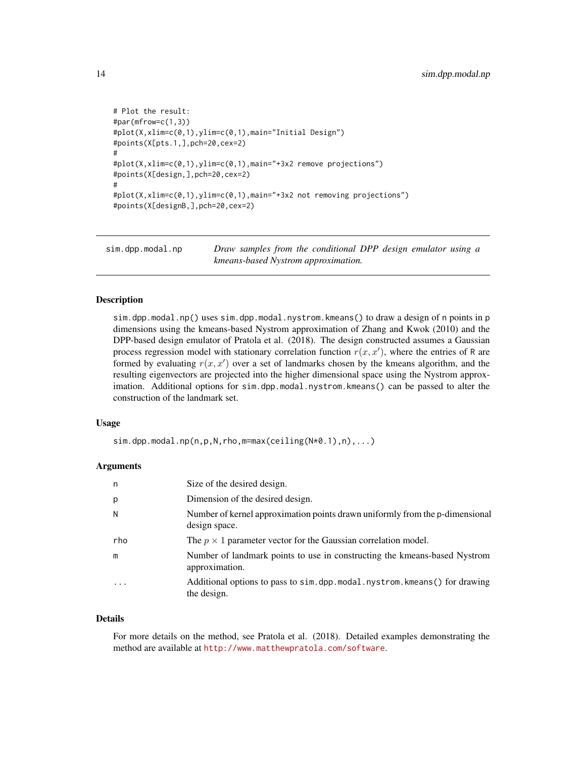```
# Plot the result:
#par(mfrow=c(1,3))
#plot(X,xlim=c(0,1),ylim=c(0,1),main="Initial Design")
#points(X[pts.1,],pch=20,cex=2)
#
#plot(X,xlim=c(0,1),ylim=c(0,1),main="+3x2 remove projections")
#points(X[design,],pch=20,cex=2)
#
#plot(X,xlim=c(0,1),ylim=c(0,1),main="+3x2 not removing projections")
#points(X[designB,],pch=20,cex=2)
```

## sim.dpp.modal.np — *Draw samples from the conditional DPP design emulator using a kmeans-based Nystrom approximation.*

### Description

sim.dpp.modal.np() uses sim.dpp.modal.nystrom.kmeans() to draw a design of n points in p dimensions using the kmeans-based Nystrom approximation of Zhang and Kwok (2010) and the DPP-based design emulator of Pratola et al. (2018). The design constructed assumes a Gaussian process regression model with stationary correlation function $r(x, x')$, where the entries of R are formed by evaluating $r(x, x')$ over a set of landmarks chosen by the kmeans algorithm, and the resulting eigenvectors are projected into the higher dimensional space using the Nystrom approximation. Additional options for sim.dpp.modal.nystrom.kmeans() can be passed to alter the construction of the landmark set.

### Usage

```
sim.dpp.modal.np(n,p,N,rho,m=max(ceiling(N*0.1),n),...)
```

### Arguments

| | |
|---|---|
| n | Size of the desired design. |
| p | Dimension of the desired design. |
| N | Number of kernel approximation points drawn uniformly from the p-dimensional design space. |
| rho | The $p \times 1$ parameter vector for the Gaussian correlation model. |
| m | Number of landmark points to use in constructing the kmeans-based Nystrom approximation. |
| ... | Additional options to pass to sim.dpp.modal.nystrom.kmeans() for drawing the design. |

### Details

For more details on the method, see Pratola et al. (2018). Detailed examples demonstrating the method are available at http://www.matthewpratola.com/software.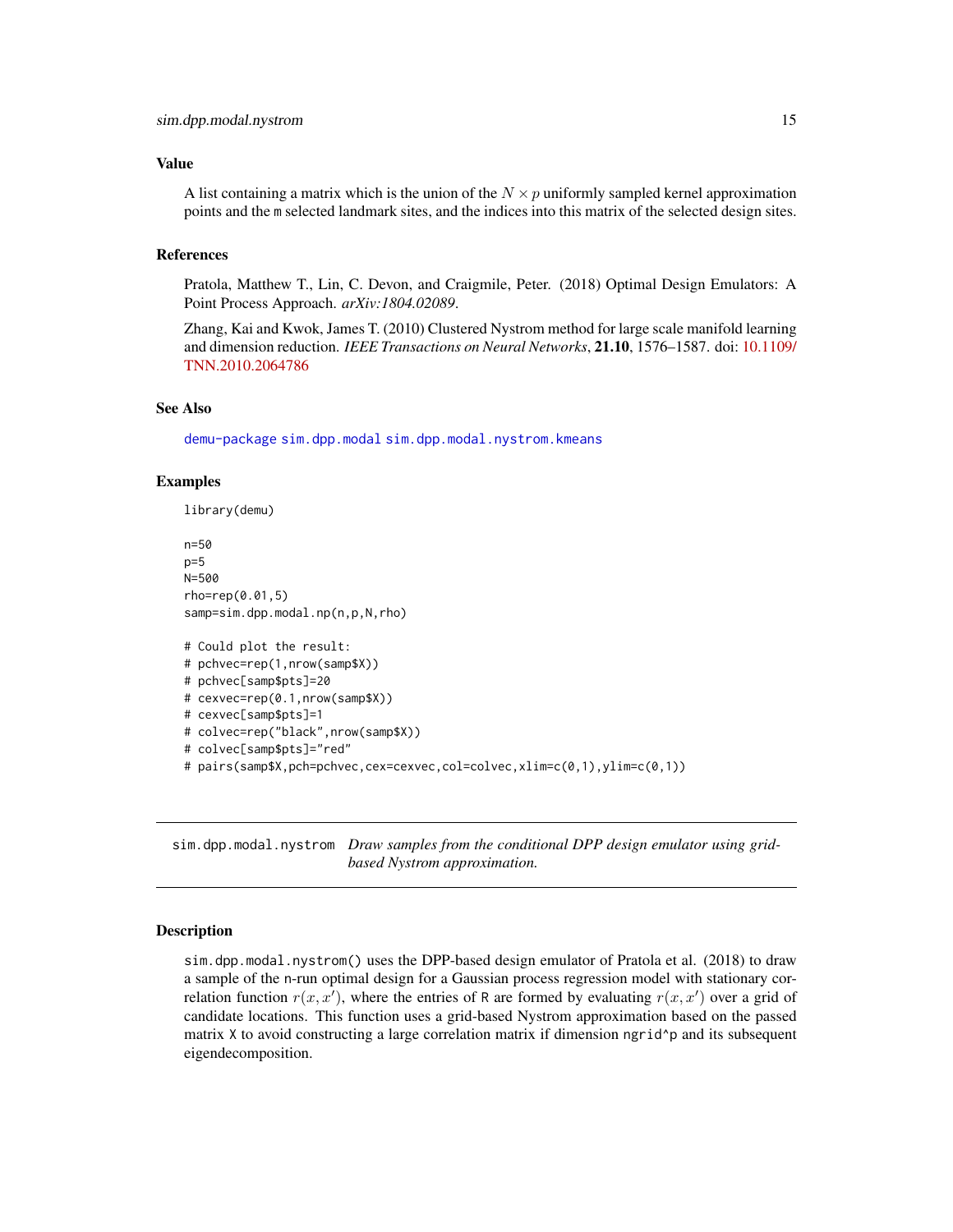### Value

A list containing a matrix which is the union of the $N \times p$ uniformly sampled kernel approximation points and the m selected landmark sites, and the indices into this matrix of the selected design sites.

### References

Pratola, Matthew T., Lin, C. Devon, and Craigmile, Peter. (2018) Optimal Design Emulators: A Point Process Approach. *arXiv:1804.02089*.

Zhang, Kai and Kwok, James T. (2010) Clustered Nystrom method for large scale manifold learning and dimension reduction. *IEEE Transactions on Neural Networks*, **21.10**, 1576–1587. doi: 10.1109/TNN.2010.2064786

### See Also

demu-package sim.dpp.modal sim.dpp.modal.nystrom.kmeans

### Examples

```
library(demu)

n=50
p=5
N=500
rho=rep(0.01,5)
samp=sim.dpp.modal.np(n,p,N,rho)

# Could plot the result:
# pchvec=rep(1,nrow(samp$X))
# pchvec[samp$pts]=20
# cexvec=rep(0.1,nrow(samp$X))
# cexvec[samp$pts]=1
# colvec=rep("black",nrow(samp$X))
# colvec[samp$pts]="red"
# pairs(samp$X,pch=pchvec,cex=cexvec,col=colvec,xlim=c(0,1),ylim=c(0,1))
```

---

## sim.dpp.modal.nystrom *Draw samples from the conditional DPP design emulator using grid-based Nystrom approximation.*

---

### Description

sim.dpp.modal.nystrom() uses the DPP-based design emulator of Pratola et al. (2018) to draw a sample of the n-run optimal design for a Gaussian process regression model with stationary correlation function $r(x, x')$, where the entries of R are formed by evaluating $r(x, x')$ over a grid of candidate locations. This function uses a grid-based Nystrom approximation based on the passed matrix X to avoid constructing a large correlation matrix if dimension ngrid^p and its subsequent eigendecomposition.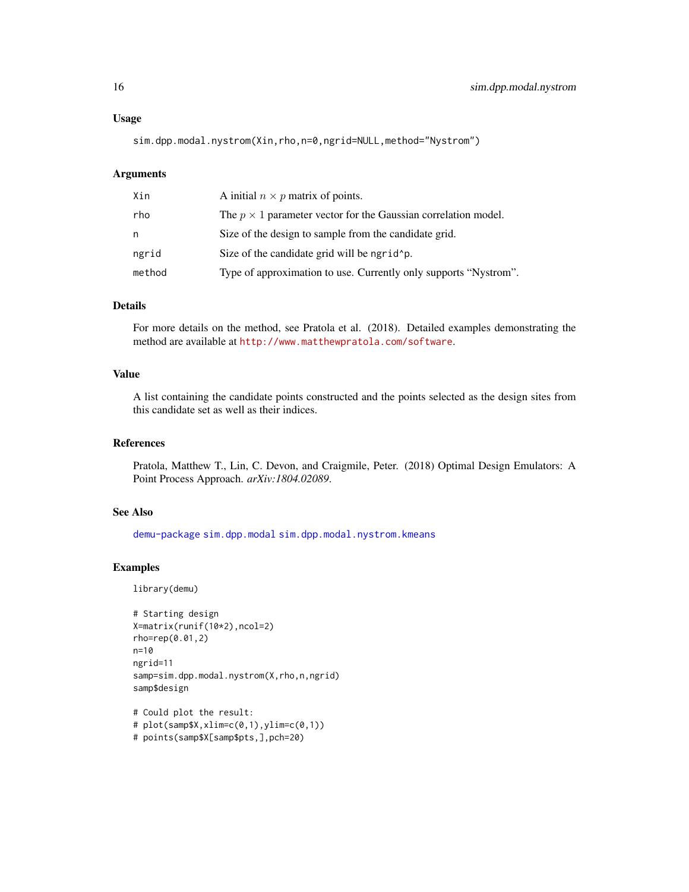### Usage

```
sim.dpp.modal.nystrom(Xin,rho,n=0,ngrid=NULL,method="Nystrom")
```

### Arguments

| | |
|---|---|
| Xin | A initial $n \times p$ matrix of points. |
| rho | The $p \times 1$ parameter vector for the Gaussian correlation model. |
| n | Size of the design to sample from the candidate grid. |
| ngrid | Size of the candidate grid will be `ngrid^p`. |
| method | Type of approximation to use. Currently only supports "Nystrom". |

### Details

For more details on the method, see Pratola et al. (2018). Detailed examples demonstrating the method are available at http://www.matthewpratola.com/software.

### Value

A list containing the candidate points constructed and the points selected as the design sites from this candidate set as well as their indices.

### References

Pratola, Matthew T., Lin, C. Devon, and Craigmile, Peter. (2018) Optimal Design Emulators: A Point Process Approach. *arXiv:1804.02089*.

### See Also

demu-package sim.dpp.modal sim.dpp.modal.nystrom.kmeans

### Examples

```
library(demu)

# Starting design
X=matrix(runif(10*2),ncol=2)
rho=rep(0.01,2)
n=10
ngrid=11
samp=sim.dpp.modal.nystrom(X,rho,n,ngrid)
samp$design

# Could plot the result:
# plot(samp$X,xlim=c(0,1),ylim=c(0,1))
# points(samp$X[samp$pts,],pch=20)
```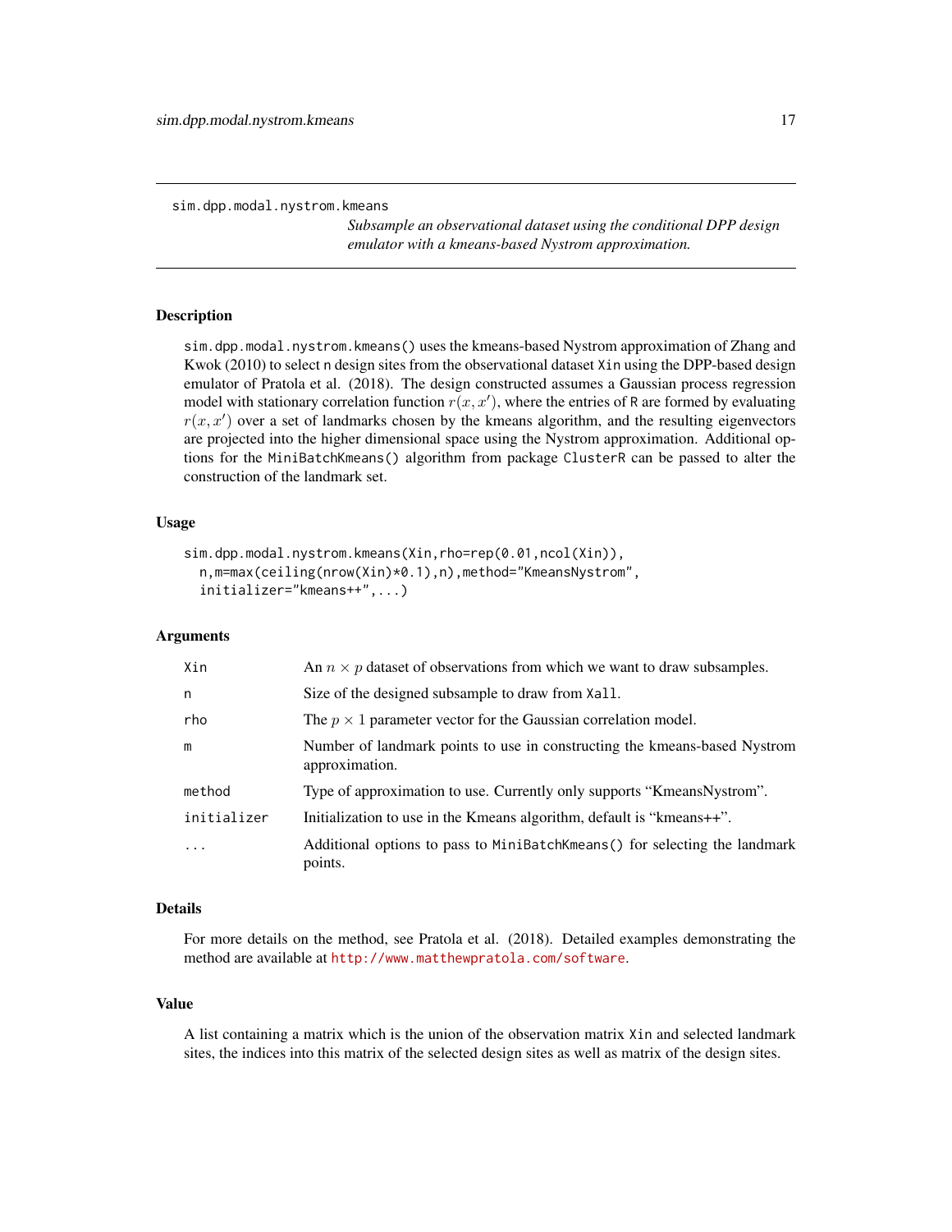sim.dpp.modal.nystrom.kmeans

*Subsample an observational dataset using the conditional DPP design emulator with a kmeans-based Nystrom approximation.*

## Description

sim.dpp.modal.nystrom.kmeans() uses the kmeans-based Nystrom approximation of Zhang and Kwok (2010) to select n design sites from the observational dataset Xin using the DPP-based design emulator of Pratola et al. (2018). The design constructed assumes a Gaussian process regression model with stationary correlation function $r(x, x')$, where the entries of R are formed by evaluating $r(x, x')$ over a set of landmarks chosen by the kmeans algorithm, and the resulting eigenvectors are projected into the higher dimensional space using the Nystrom approximation. Additional options for the MiniBatchKmeans() algorithm from package ClusterR can be passed to alter the construction of the landmark set.

## Usage

```
sim.dpp.modal.nystrom.kmeans(Xin,rho=rep(0.01,ncol(Xin)),
  n,m=max(ceiling(nrow(Xin)*0.1),n),method="KmeansNystrom",
  initializer="kmeans++",...)
```

## Arguments

| | |
|---|---|
| Xin | An $n \times p$ dataset of observations from which we want to draw subsamples. |
| n | Size of the designed subsample to draw from Xall. |
| rho | The $p \times 1$ parameter vector for the Gaussian correlation model. |
| m | Number of landmark points to use in constructing the kmeans-based Nystrom approximation. |
| method | Type of approximation to use. Currently only supports "KmeansNystrom". |
| initializer | Initialization to use in the Kmeans algorithm, default is "kmeans++". |
| ... | Additional options to pass to MiniBatchKmeans() for selecting the landmark points. |

## Details

For more details on the method, see Pratola et al. (2018). Detailed examples demonstrating the method are available at http://www.matthewpratola.com/software.

## Value

A list containing a matrix which is the union of the observation matrix Xin and selected landmark sites, the indices into this matrix of the selected design sites as well as matrix of the design sites.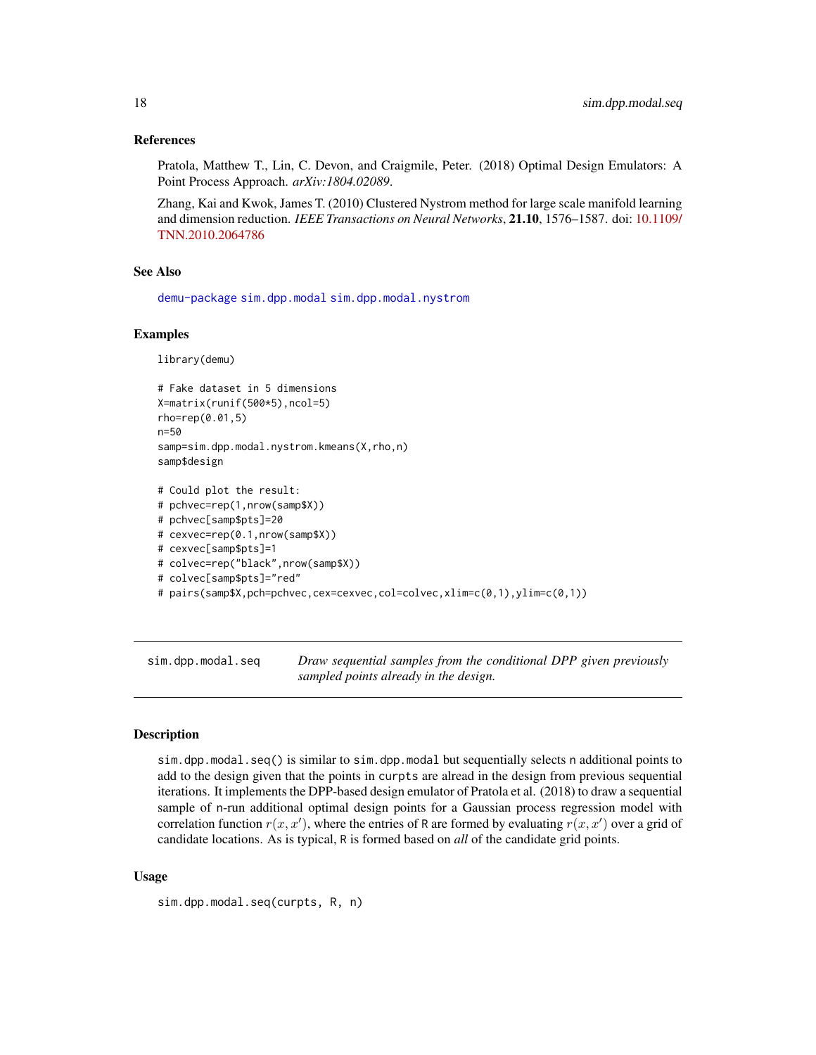### References

Pratola, Matthew T., Lin, C. Devon, and Craigmile, Peter. (2018) Optimal Design Emulators: A Point Process Approach. *arXiv:1804.02089*.

Zhang, Kai and Kwok, James T. (2010) Clustered Nystrom method for large scale manifold learning and dimension reduction. *IEEE Transactions on Neural Networks*, **21.10**, 1576–1587. doi: 10.1109/TNN.2010.2064786

### See Also

demu-package sim.dpp.modal sim.dpp.modal.nystrom

### Examples

```
library(demu)

# Fake dataset in 5 dimensions
X=matrix(runif(500*5),ncol=5)
rho=rep(0.01,5)
n=50
samp=sim.dpp.modal.nystrom.kmeans(X,rho,n)
samp$design

# Could plot the result:
# pchvec=rep(1,nrow(samp$X))
# pchvec[samp$pts]=20
# cexvec=rep(0.1,nrow(samp$X))
# cexvec[samp$pts]=1
# colvec=rep("black",nrow(samp$X))
# colvec[samp$pts]="red"
# pairs(samp$X,pch=pchvec,cex=cexvec,col=colvec,xlim=c(0,1),ylim=c(0,1))
```

---

## sim.dpp.modal.seq — *Draw sequential samples from the conditional DPP given previously sampled points already in the design.*

### Description

sim.dpp.modal.seq() is similar to sim.dpp.modal but sequentially selects n additional points to add to the design given that the points in curpts are alread in the design from previous sequential iterations. It implements the DPP-based design emulator of Pratola et al. (2018) to draw a sequential sample of n-run additional optimal design points for a Gaussian process regression model with correlation function $r(x, x')$, where the entries of R are formed by evaluating $r(x, x')$ over a grid of candidate locations. As is typical, R is formed based on *all* of the candidate grid points.

### Usage

```
sim.dpp.modal.seq(curpts, R, n)
```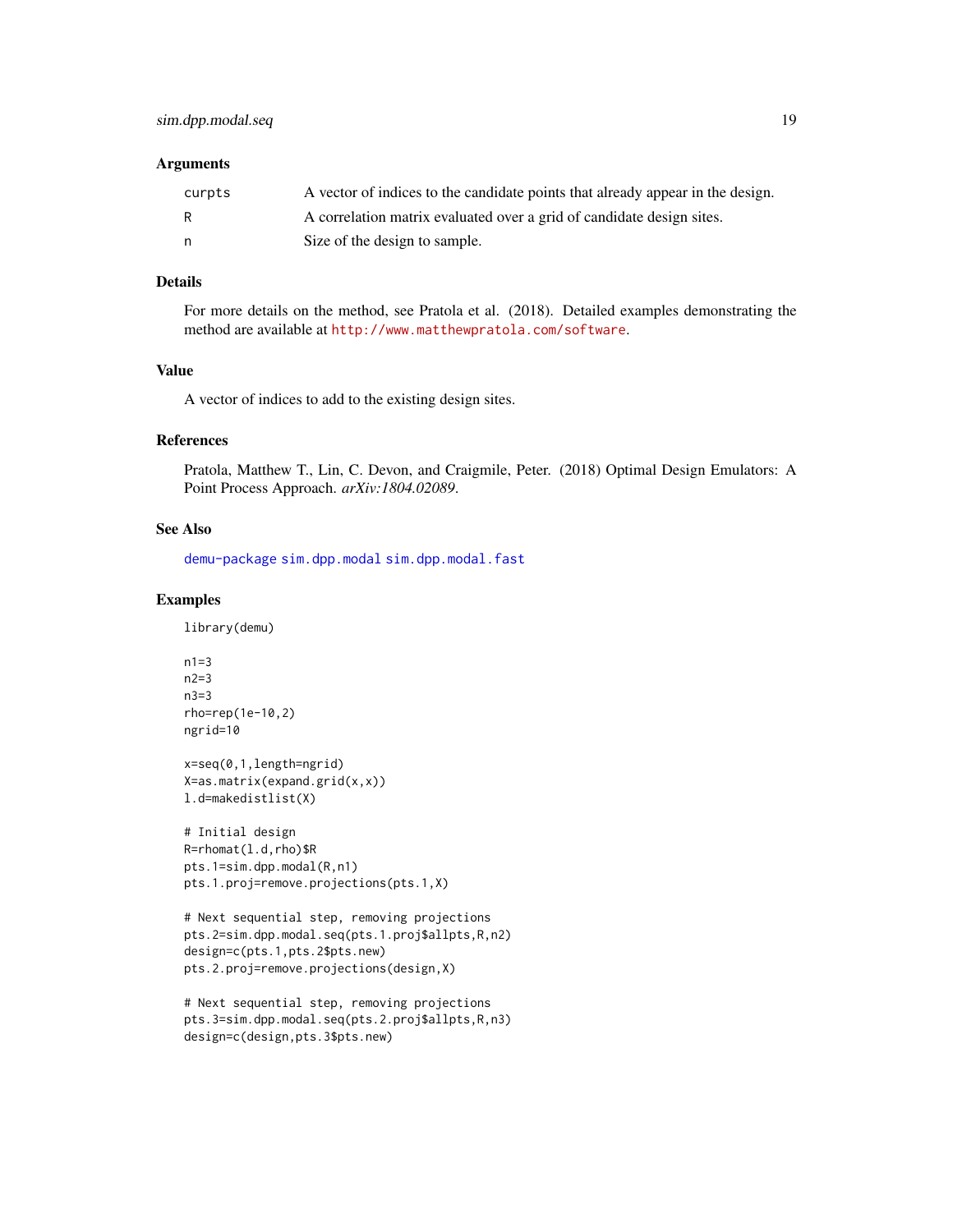## Arguments

| | |
|---|---|
| curpts | A vector of indices to the candidate points that already appear in the design. |
| R | A correlation matrix evaluated over a grid of candidate design sites. |
| n | Size of the design to sample. |

## Details

For more details on the method, see Pratola et al. (2018). Detailed examples demonstrating the method are available at http://www.matthewpratola.com/software.

## Value

A vector of indices to add to the existing design sites.

## References

Pratola, Matthew T., Lin, C. Devon, and Craigmile, Peter. (2018) Optimal Design Emulators: A Point Process Approach. *arXiv:1804.02089*.

## See Also

demu-package sim.dpp.modal sim.dpp.modal.fast

## Examples

```
library(demu)

n1=3
n2=3
n3=3
rho=rep(1e-10,2)
ngrid=10

x=seq(0,1,length=ngrid)
X=as.matrix(expand.grid(x,x))
l.d=makedistlist(X)

# Initial design
R=rhomat(l.d,rho)$R
pts.1=sim.dpp.modal(R,n1)
pts.1.proj=remove.projections(pts.1,X)

# Next sequential step, removing projections
pts.2=sim.dpp.modal.seq(pts.1.proj$allpts,R,n2)
design=c(pts.1,pts.2$pts.new)
pts.2.proj=remove.projections(design,X)

# Next sequential step, removing projections
pts.3=sim.dpp.modal.seq(pts.2.proj$allpts,R,n3)
design=c(design,pts.3$pts.new)
```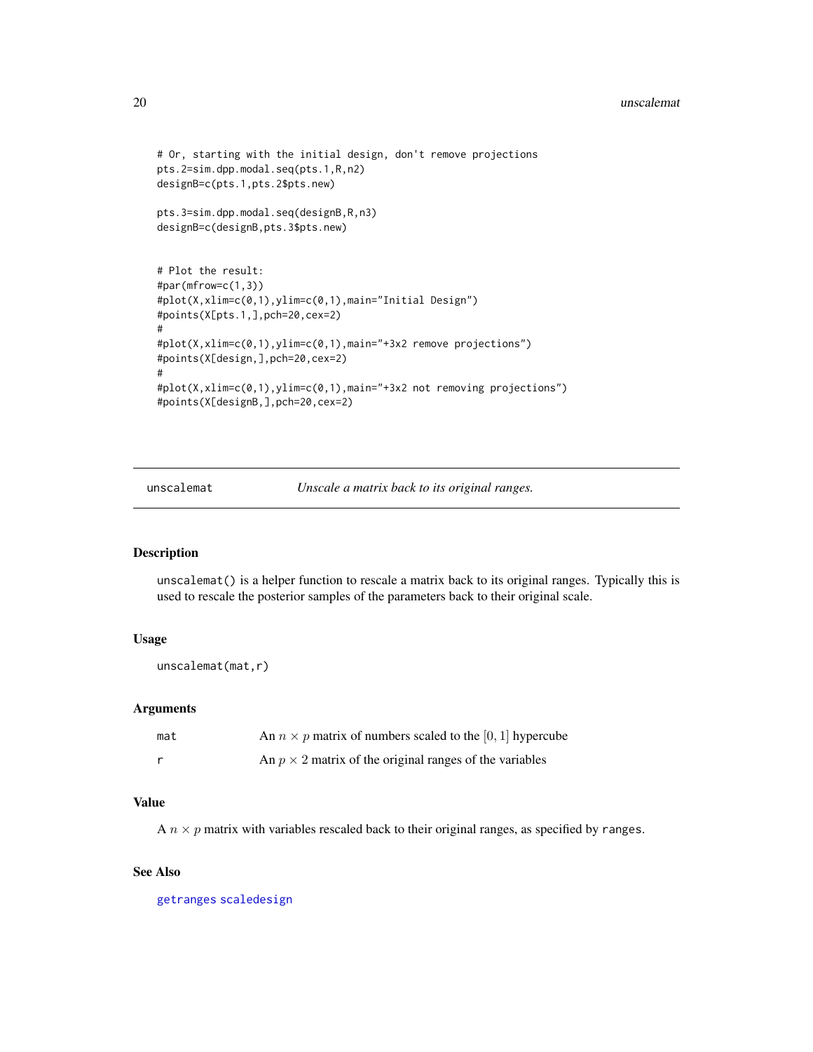```
# Or, starting with the initial design, don't remove projections
pts.2=sim.dpp.modal.seq(pts.1,R,n2)
designB=c(pts.1,pts.2$pts.new)

pts.3=sim.dpp.modal.seq(designB,R,n3)
designB=c(designB,pts.3$pts.new)


# Plot the result:
#par(mfrow=c(1,3))
#plot(X,xlim=c(0,1),ylim=c(0,1),main="Initial Design")
#points(X[pts.1,],pch=20,cex=2)
#
#plot(X,xlim=c(0,1),ylim=c(0,1),main="+3x2 remove projections")
#points(X[design,],pch=20,cex=2)
#
#plot(X,xlim=c(0,1),ylim=c(0,1),main="+3x2 not removing projections")
#points(X[designB,],pch=20,cex=2)
```

---

## unscalemat — *Unscale a matrix back to its original ranges.*

### Description

`unscalemat()` is a helper function to rescale a matrix back to its original ranges. Typically this is used to rescale the posterior samples of the parameters back to their original scale.

### Usage

```
unscalemat(mat,r)
```

### Arguments

| | |
|---|---|
| `mat` | An $n \times p$ matrix of numbers scaled to the $[0, 1]$ hypercube |
| `r` | An $p \times 2$ matrix of the original ranges of the variables |

### Value

A $n \times p$ matrix with variables rescaled back to their original ranges, as specified by `ranges`.

### See Also

`getranges` `scaledesign`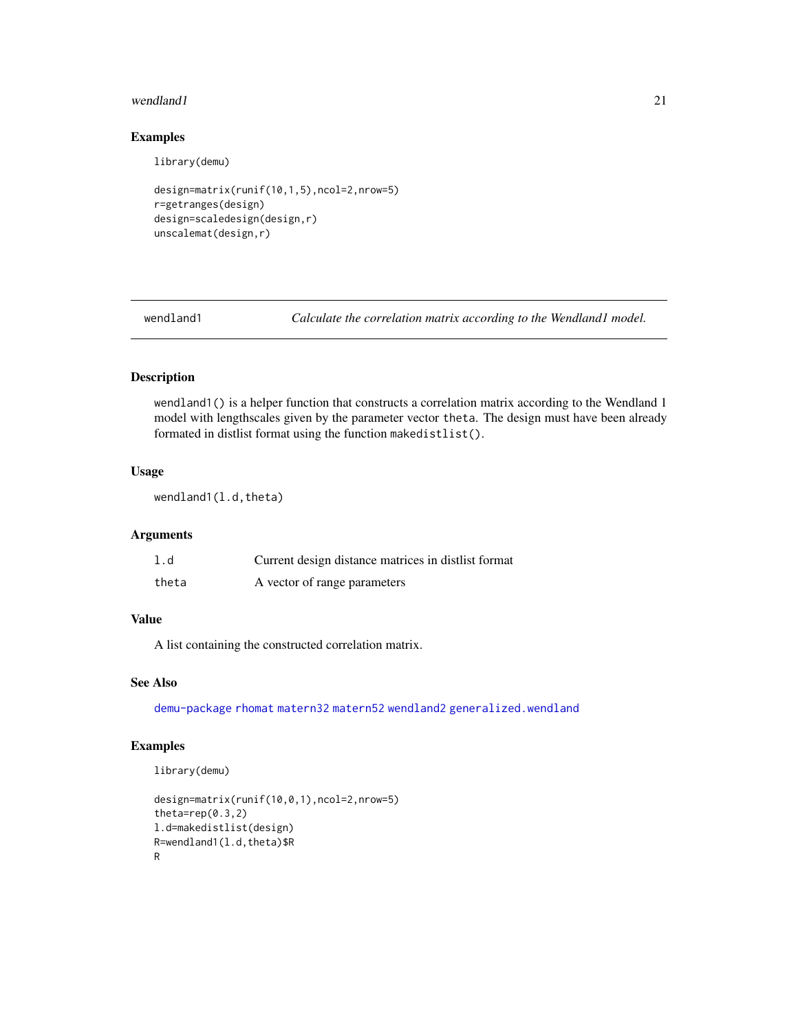## Examples

```
library(demu)

design=matrix(runif(10,1,5),ncol=2,nrow=5)
r=getranges(design)
design=scaledesign(design,r)
unscalemat(design,r)
```

---

# wendland1 — *Calculate the correlation matrix according to the Wendland1 model.*

---

## Description

`wendland1()` is a helper function that constructs a correlation matrix according to the Wendland 1 model with lengthscales given by the parameter vector `theta`. The design must have been already formated in distlist format using the function `makedistlist()`.

## Usage

```
wendland1(l.d,theta)
```

## Arguments

| | |
|---|---|
| `l.d` | Current design distance matrices in distlist format |
| `theta` | A vector of range parameters |

## Value

A list containing the constructed correlation matrix.

## See Also

demu-package rhomat matern32 matern52 wendland2 generalized.wendland

## Examples

```
library(demu)

design=matrix(runif(10,0,1),ncol=2,nrow=5)
theta=rep(0.3,2)
l.d=makedistlist(design)
R=wendland1(l.d,theta)$R
R
```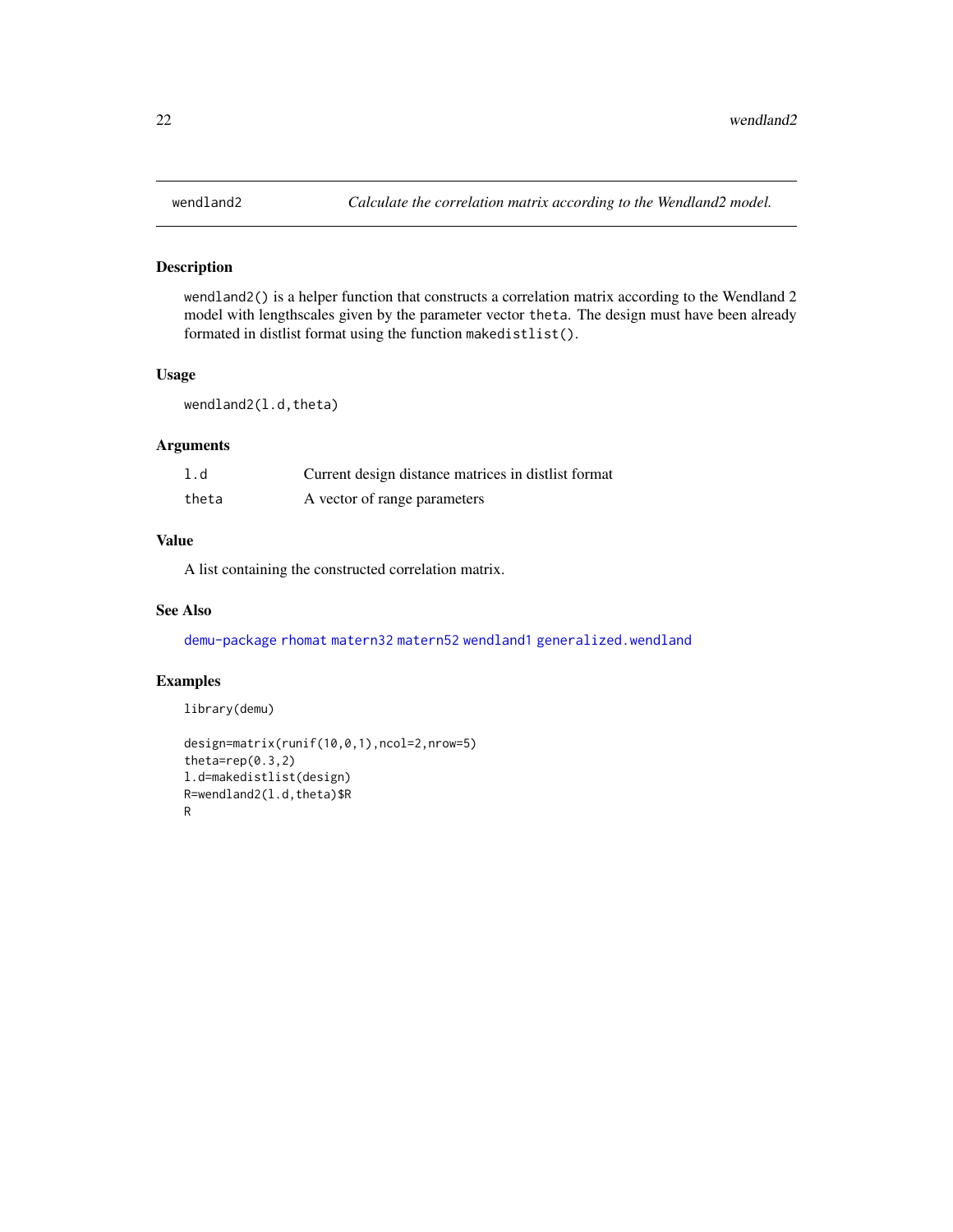# wendland2 — *Calculate the correlation matrix according to the Wendland2 model.*

## Description

`wendland2()` is a helper function that constructs a correlation matrix according to the Wendland 2 model with lengthscales given by the parameter vector `theta`. The design must have been already formated in distlist format using the function `makedistlist()`.

## Usage

```
wendland2(l.d,theta)
```

## Arguments

| | |
|---|---|
| `l.d` | Current design distance matrices in distlist format |
| `theta` | A vector of range parameters |

## Value

A list containing the constructed correlation matrix.

## See Also

demu-package rhomat matern32 matern52 wendland1 generalized.wendland

## Examples

```
library(demu)

design=matrix(runif(10,0,1),ncol=2,nrow=5)
theta=rep(0.3,2)
l.d=makedistlist(design)
R=wendland2(l.d,theta)$R
R
```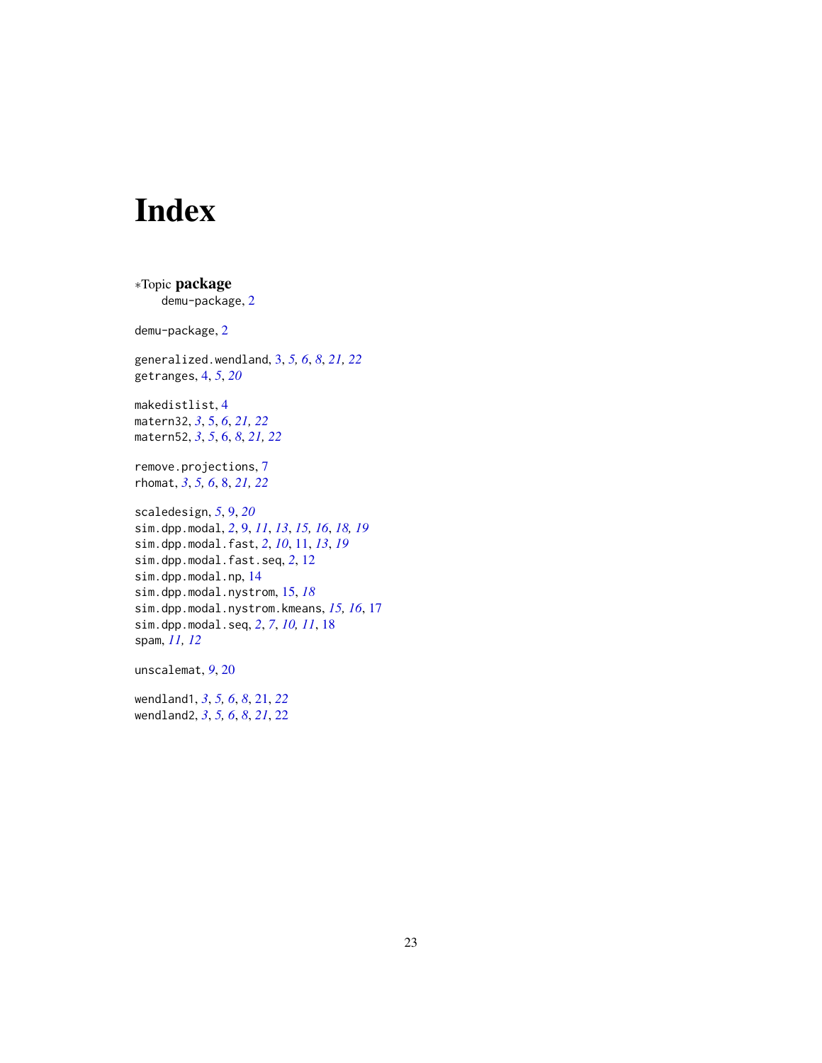# Index

∗Topic **package**
    demu-package, 2

demu-package, 2

generalized.wendland, 3, *5, 6*, *8*, *21, 22*
getranges, 4, *5*, *20*

makedistlist, 4
matern32, *3*, 5, *6*, *21, 22*
matern52, *3*, *5*, 6, *8*, *21, 22*

remove.projections, 7
rhomat, *3*, *5, 6*, 8, *21, 22*

scaledesign, *5*, 9, *20*
sim.dpp.modal, *2*, 9, *11*, *13*, *15, 16*, *18, 19*
sim.dpp.modal.fast, *2*, *10*, 11, *13*, *19*
sim.dpp.modal.fast.seq, *2*, 12
sim.dpp.modal.np, 14
sim.dpp.modal.nystrom, 15, *18*
sim.dpp.modal.nystrom.kmeans, *15, 16*, 17
sim.dpp.modal.seq, *2*, *7*, *10, 11*, 18
spam, *11, 12*

unscalemat, *9*, 20

wendland1, *3*, *5, 6*, *8*, 21, *22*
wendland2, *3*, *5, 6*, *8*, *21*, 22